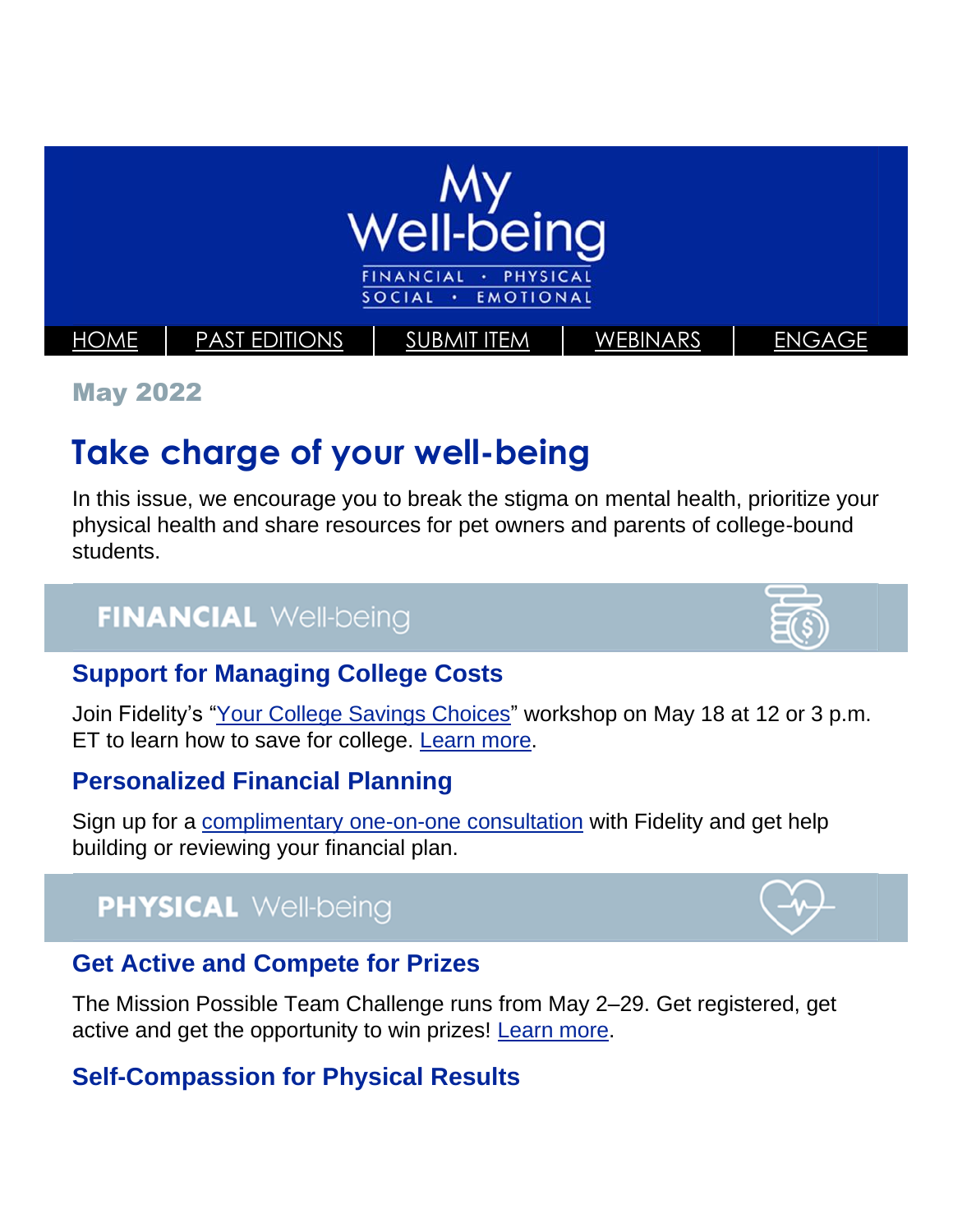# My Well-being

FINANCIAL · PHYSICAL
SOCIAL · EMOTIONAL

[HOME](#) | [PAST EDITIONS](#) | [SUBMIT ITEM](#) | [WEBINARS](#) | [ENGAGE](#)

**May 2022**

## Take charge of your well-being

In this issue, we encourage you to break the stigma on mental health, prioritize your physical health and share resources for pet owners and parents of college-bound students.

## FINANCIAL Well-being

### Support for Managing College Costs

Join Fidelity's "[Your College Savings Choices](#)" workshop on May 18 at 12 or 3 p.m. ET to learn how to save for college. [Learn more](#).

### Personalized Financial Planning

Sign up for a [complimentary one-on-one consultation](#) with Fidelity and get help building or reviewing your financial plan.

## PHYSICAL Well-being

### Get Active and Compete for Prizes

The Mission Possible Team Challenge runs from May 2–29. Get registered, get active and get the opportunity to win prizes! [Learn more](#).

### Self-Compassion for Physical Results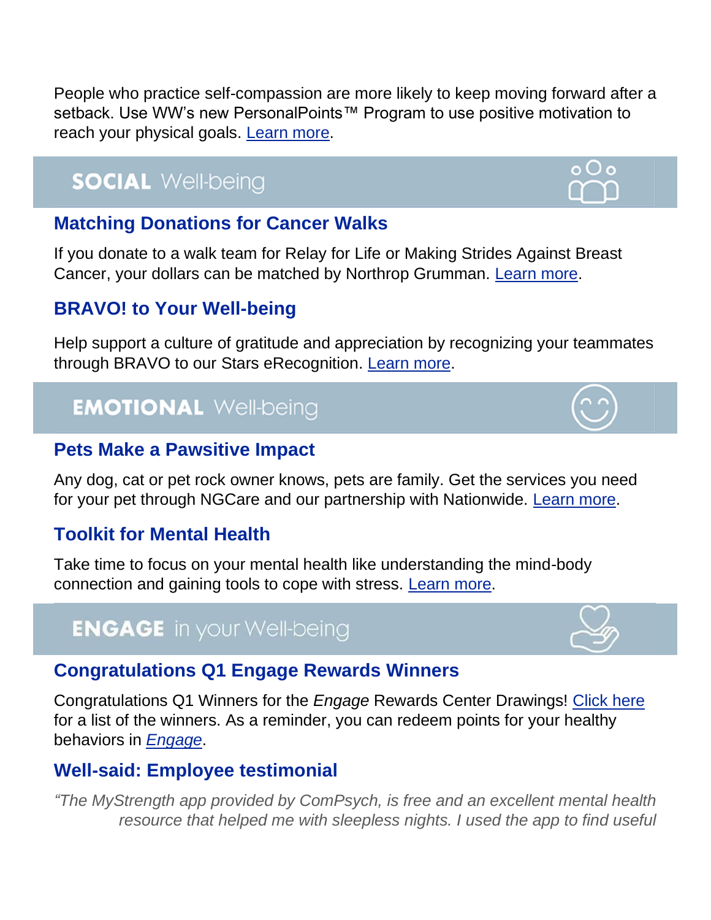People who practice self-compassion are more likely to keep moving forward after a setback. Use WW's new PersonalPoints™ Program to use positive motivation to reach your physical goals. Learn more.

## SOCIAL Well-being

### Matching Donations for Cancer Walks

If you donate to a walk team for Relay for Life or Making Strides Against Breast Cancer, your dollars can be matched by Northrop Grumman. Learn more.

### BRAVO! to Your Well-being

Help support a culture of gratitude and appreciation by recognizing your teammates through BRAVO to our Stars eRecognition. Learn more.

## EMOTIONAL Well-being

### Pets Make a Pawsitive Impact

Any dog, cat or pet rock owner knows, pets are family. Get the services you need for your pet through NGCare and our partnership with Nationwide. Learn more.

### Toolkit for Mental Health

Take time to focus on your mental health like understanding the mind-body connection and gaining tools to cope with stress. Learn more.

## ENGAGE in your Well-being

### Congratulations Q1 Engage Rewards Winners

Congratulations Q1 Winners for the *Engage* Rewards Center Drawings! Click here for a list of the winners. As a reminder, you can redeem points for your healthy behaviors in *Engage*.

### Well-said: Employee testimonial

*"The MyStrength app provided by ComPsych, is free and an excellent mental health resource that helped me with sleepless nights. I used the app to find useful*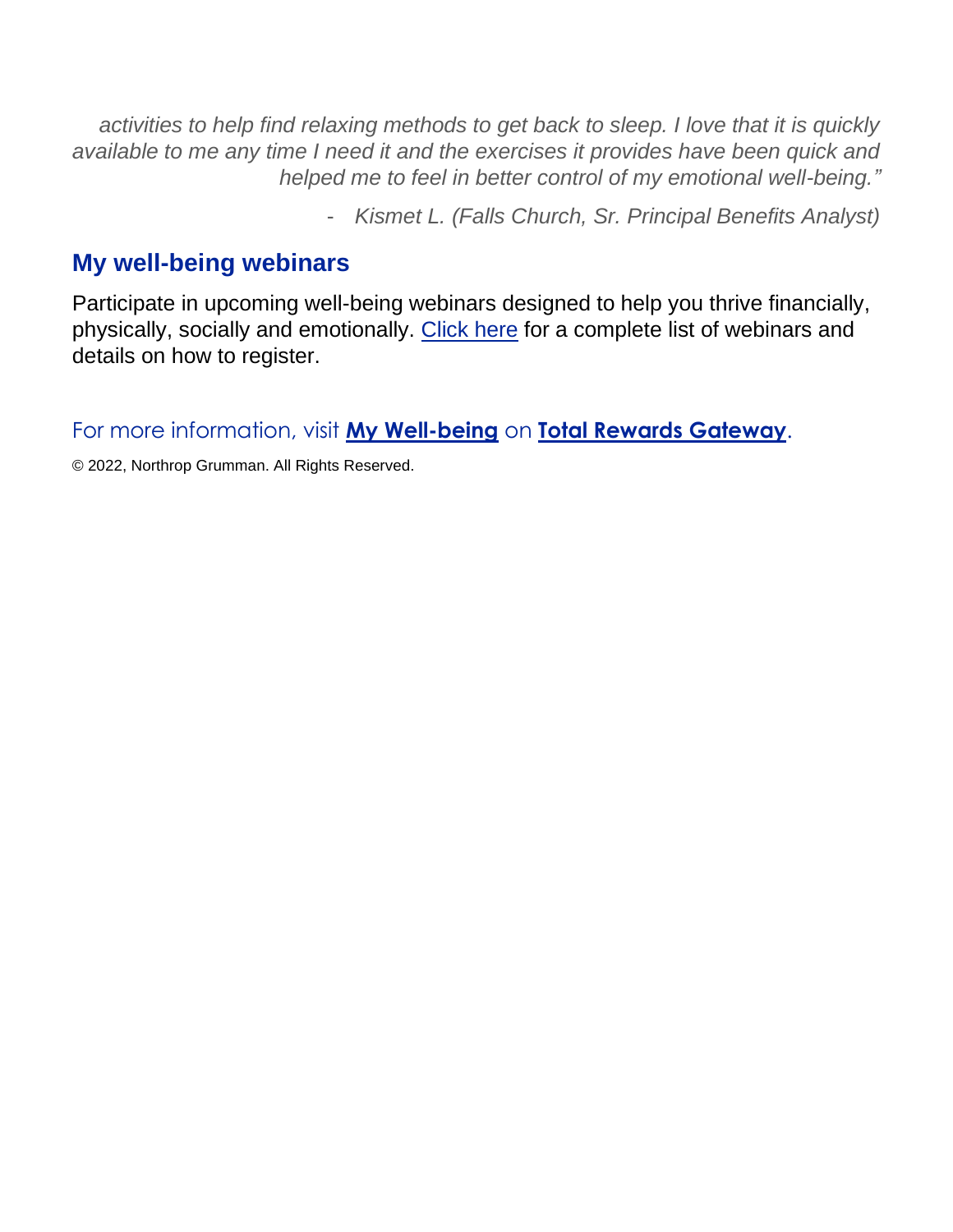*activities to help find relaxing methods to get back to sleep. I love that it is quickly available to me any time I need it and the exercises it provides have been quick and helped me to feel in better control of my emotional well-being."*

*- Kismet L. (Falls Church, Sr. Principal Benefits Analyst)*

## My well-being webinars

Participate in upcoming well-being webinars designed to help you thrive financially, physically, socially and emotionally. Click here for a complete list of webinars and details on how to register.

For more information, visit **My Well-being** on **Total Rewards Gateway**.

© 2022, Northrop Grumman. All Rights Reserved.